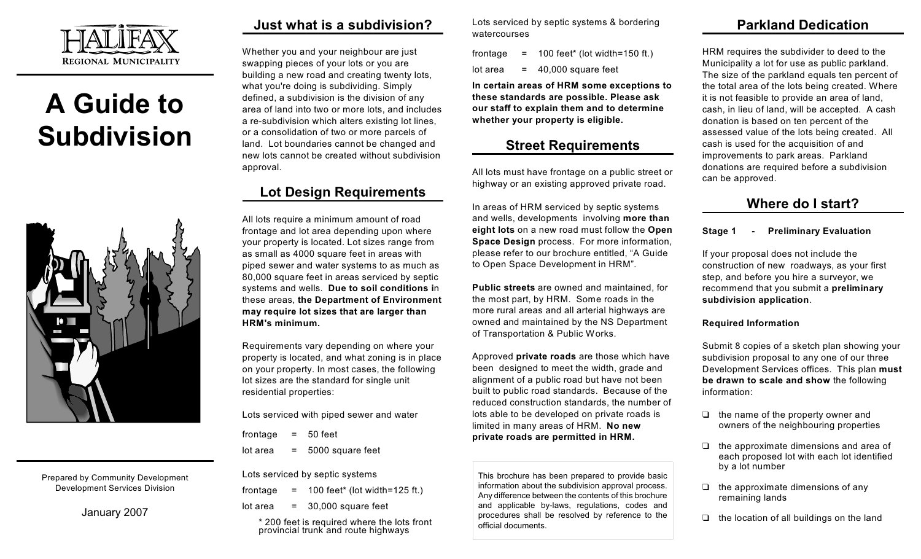HALIFAX REGIONAL MUNICIPALITY

# A Guide to Subdivision

Prepared by Community Development Development Services Division

January 2007

## Just what is a subdivision?

Whether you and your neighbour are just swapping pieces of your lots or you are building a new road and creating twenty lots, what you're doing is subdividing. Simply defined, a subdivision is the division of any area of land into two or more lots, and includes a re-subdivision which alters existing lot lines, or a consolidation of two or more parcels of land. Lot boundaries cannot be changed and new lots cannot be created without subdivision approval.

## Lot Design Requirements

All lots require a minimum amount of road frontage and lot area depending upon where your property is located. Lot sizes range from as small as 4000 square feet in areas with piped sewer and water systems to as much as 80,000 square feet in areas serviced by septic systems and wells. **Due to soil conditions i**n these areas, **the Department of Environment may require lot sizes that are larger than HRM's minimum.**

Requirements vary depending on where your property is located, and what zoning is in place on your property. In most cases, the following lot sizes are the standard for single unit residential properties:

Lots serviced with piped sewer and water

frontage = 50 feet
lot area = 5000 square feet

Lots serviced by septic systems

frontage = 100 feet* (lot width=125 ft.)
lot area = 30,000 square feet

\* 200 feet is required where the lots front provincial trunk and route highways

Lots serviced by septic systems & bordering watercourses

frontage = 100 feet* (lot width=150 ft.)
lot area = 40,000 square feet

**In certain areas of HRM some exceptions to these standards are possible. Please ask our staff to explain them and to determine whether your property is eligible.**

## Street Requirements

All lots must have frontage on a public street or highway or an existing approved private road.

In areas of HRM serviced by septic systems and wells, developments involving **more than eight lots** on a new road must follow the **Open Space Design** process. For more information, please refer to our brochure entitled, "A Guide to Open Space Development in HRM".

**Public streets** are owned and maintained, for the most part, by HRM. Some roads in the more rural areas and all arterial highways are owned and maintained by the NS Department of Transportation & Public Works.

Approved **private roads** are those which have been designed to meet the width, grade and alignment of a public road but have not been built to public road standards. Because of the reduced construction standards, the number of lots able to be developed on private roads is limited in many areas of HRM. **No new private roads are permitted in HRM.**

This brochure has been prepared to provide basic information about the subdivision approval process. Any difference between the contents of this brochure and applicable by-laws, regulations, codes and procedures shall be resolved by reference to the official documents.

## Parkland Dedication

HRM requires the subdivider to deed to the Municipality a lot for use as public parkland. The size of the parkland equals ten percent of the total area of the lots being created. Where it is not feasible to provide an area of land, cash, in lieu of land, will be accepted. A cash donation is based on ten percent of the assessed value of the lots being created. All cash is used for the acquisition of and improvements to park areas. Parkland donations are required before a subdivision can be approved.

## Where do I start?

**Stage 1 - Preliminary Evaluation**

If your proposal does not include the construction of new roadways, as your first step, and before you hire a surveyor, we recommend that you submit a **preliminary subdivision application**.

**Required Information**

Submit 8 copies of a sketch plan showing your subdivision proposal to any one of our three Development Services offices. This plan **must be drawn to scale and show** the following information:

- ❑ the name of the property owner and owners of the neighbouring properties
- ❑ the approximate dimensions and area of each proposed lot with each lot identified by a lot number
- ❑ the approximate dimensions of any remaining lands
- ❑ the location of all buildings on the land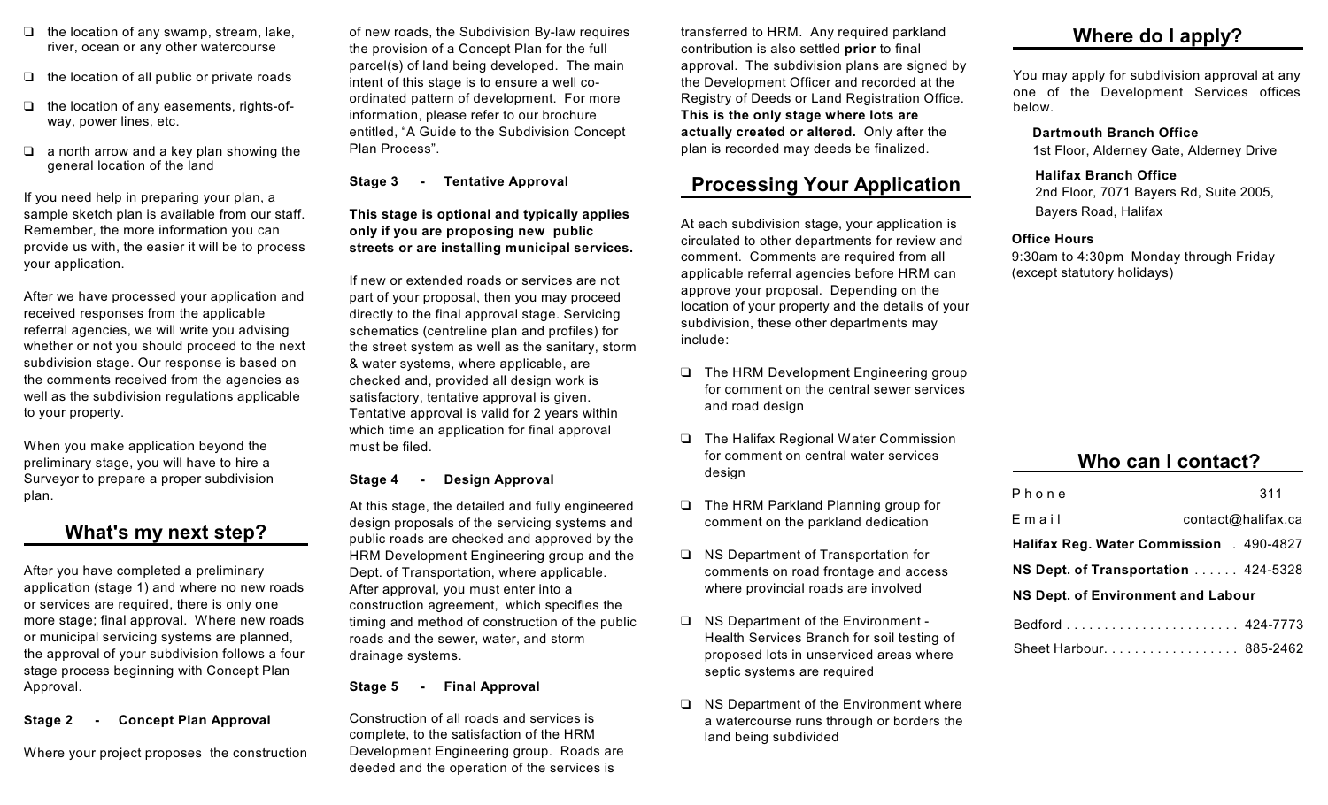- ❑ the location of any swamp, stream, lake, river, ocean or any other watercourse
- ❑ the location of all public or private roads
- ❑ the location of any easements, rights-of-way, power lines, etc.
- ❑ a north arrow and a key plan showing the general location of the land

If you need help in preparing your plan, a sample sketch plan is available from our staff. Remember, the more information you can provide us with, the easier it will be to process your application.

After we have processed your application and received responses from the applicable referral agencies, we will write you advising whether or not you should proceed to the next subdivision stage. Our response is based on the comments received from the agencies as well as the subdivision regulations applicable to your property.

When you make application beyond the preliminary stage, you will have to hire a Surveyor to prepare a proper subdivision plan.

## What's my next step?

After you have completed a preliminary application (stage 1) and where no new roads or services are required, there is only one more stage; final approval. Where new roads or municipal servicing systems are planned, the approval of your subdivision follows a four stage process beginning with Concept Plan Approval.

**Stage 2 - Concept Plan Approval**

Where your project proposes the construction of new roads, the Subdivision By-law requires the provision of a Concept Plan for the full parcel(s) of land being developed. The main intent of this stage is to ensure a well co-ordinated pattern of development. For more information, please refer to our brochure entitled, "A Guide to the Subdivision Concept Plan Process".

**Stage 3 - Tentative Approval**

**This stage is optional and typically applies only if you are proposing new public streets or are installing municipal services.**

If new or extended roads or services are not part of your proposal, then you may proceed directly to the final approval stage. Servicing schematics (centreline plan and profiles) for the street system as well as the sanitary, storm & water systems, where applicable, are checked and, provided all design work is satisfactory, tentative approval is given. Tentative approval is valid for 2 years within which time an application for final approval must be filed.

**Stage 4 - Design Approval**

At this stage, the detailed and fully engineered design proposals of the servicing systems and public roads are checked and approved by the HRM Development Engineering group and the Dept. of Transportation, where applicable. After approval, you must enter into a construction agreement, which specifies the timing and method of construction of the public roads and the sewer, water, and storm drainage systems.

**Stage 5 - Final Approval**

Construction of all roads and services is complete, to the satisfaction of the HRM Development Engineering group. Roads are deeded and the operation of the services is transferred to HRM. Any required parkland contribution is also settled **prior** to final approval. The subdivision plans are signed by the Development Officer and recorded at the Registry of Deeds or Land Registration Office. **This is the only stage where lots are actually created or altered.** Only after the plan is recorded may deeds be finalized.

## Processing Your Application

At each subdivision stage, your application is circulated to other departments for review and comment. Comments are required from all applicable referral agencies before HRM can approve your proposal. Depending on the location of your property and the details of your subdivision, these other departments may include:

- ❑ The HRM Development Engineering group for comment on the central sewer services and road design
- ❑ The Halifax Regional Water Commission for comment on central water services design
- ❑ The HRM Parkland Planning group for comment on the parkland dedication
- ❑ NS Department of Transportation for comments on road frontage and access where provincial roads are involved
- ❑ NS Department of the Environment - Health Services Branch for soil testing of proposed lots in unserviced areas where septic systems are required
- ❑ NS Department of the Environment where a watercourse runs through or borders the land being subdivided

## Where do I apply?

You may apply for subdivision approval at any one of the Development Services offices below.

**Dartmouth Branch Office**
1st Floor, Alderney Gate, Alderney Drive

**Halifax Branch Office**
2nd Floor, 7071 Bayers Rd, Suite 2005, Bayers Road, Halifax

**Office Hours**
9:30am to 4:30pm Monday through Friday (except statutory holidays)

## Who can I contact?

| | |
|---|---|
| Phone | 311 |
| Email | contact@halifax.ca |
| **Halifax Reg. Water Commission** | 490-4827 |
| **NS Dept. of Transportation** | 424-5328 |
| **NS Dept. of Environment and Labour** | |
| Bedford | 424-7773 |
| Sheet Harbour | 885-2462 |